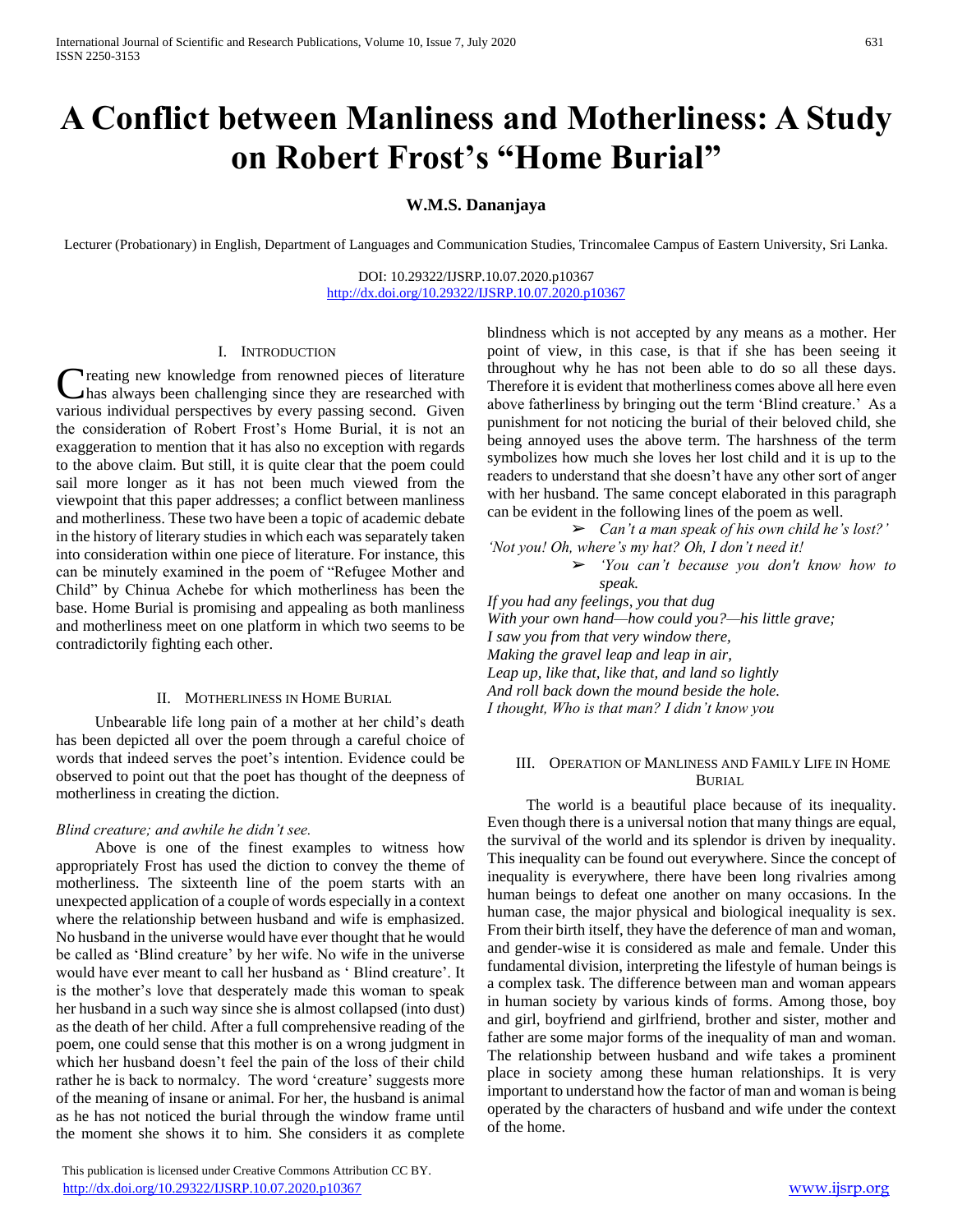# A Conflict between Manliness and Motherliness: A Study on Robert Frost's "Home Burial"

**W.M.S. Dananjaya**

Lecturer (Probationary) in English, Department of Languages and Communication Studies, Trincomalee Campus of Eastern University, Sri Lanka.

DOI: 10.29322/IJSRP.10.07.2020.p10367
http://dx.doi.org/10.29322/IJSRP.10.07.2020.p10367

## I. Introduction

Creating new knowledge from renowned pieces of literature has always been challenging since they are researched with various individual perspectives by every passing second. Given the consideration of Robert Frost's Home Burial, it is not an exaggeration to mention that it has also no exception with regards to the above claim. But still, it is quite clear that the poem could sail more longer as it has not been much viewed from the viewpoint that this paper addresses; a conflict between manliness and motherliness. These two have been a topic of academic debate in the history of literary studies in which each was separately taken into consideration within one piece of literature. For instance, this can be minutely examined in the poem of "Refugee Mother and Child" by Chinua Achebe for which motherliness has been the base. Home Burial is promising and appealing as both manliness and motherliness meet on one platform in which two seems to be contradictorily fighting each other.

## II. Motherliness in Home Burial

Unbearable life long pain of a mother at her child's death has been depicted all over the poem through a careful choice of words that indeed serves the poet's intention. Evidence could be observed to point out that the poet has thought of the deepness of motherliness in creating the diction.

*Blind creature; and awhile he didn't see.*

Above is one of the finest examples to witness how appropriately Frost has used the diction to convey the theme of motherliness. The sixteenth line of the poem starts with an unexpected application of a couple of words especially in a context where the relationship between husband and wife is emphasized. No husband in the universe would have ever thought that he would be called as 'Blind creature' by her wife. No wife in the universe would have ever meant to call her husband as ' Blind creature'. It is the mother's love that desperately made this woman to speak her husband in a such way since she is almost collapsed (into dust) as the death of her child. After a full comprehensive reading of the poem, one could sense that this mother is on a wrong judgment in which her husband doesn't feel the pain of the loss of their child rather he is back to normalcy. The word 'creature' suggests more of the meaning of insane or animal. For her, the husband is animal as he has not noticed the burial through the window frame until the moment she shows it to him. She considers it as complete blindness which is not accepted by any means as a mother. Her point of view, in this case, is that if she has been seeing it throughout why he has not been able to do so all these days. Therefore it is evident that motherliness comes above all here even above fatherliness by bringing out the term 'Blind creature.' As a punishment for not noticing the burial of their beloved child, she being annoyed uses the above term. The harshness of the term symbolizes how much she loves her lost child and it is up to the readers to understand that she doesn't have any other sort of anger with her husband. The same concept elaborated in this paragraph can be evident in the following lines of the poem as well.

- *Can't a man speak of his own child he's lost?'*

*'Not you! Oh, where's my hat? Oh, I don't need it!*

- *'You can't because you don't know how to speak.*

*If you had any feelings, you that dug*
*With your own hand—how could you?—his little grave;*
*I saw you from that very window there,*
*Making the gravel leap and leap in air,*
*Leap up, like that, like that, and land so lightly*
*And roll back down the mound beside the hole.*
*I thought, Who is that man? I didn't know you*

## III. Operation of Manliness and Family Life in Home Burial

The world is a beautiful place because of its inequality. Even though there is a universal notion that many things are equal, the survival of the world and its splendor is driven by inequality. This inequality can be found out everywhere. Since the concept of inequality is everywhere, there have been long rivalries among human beings to defeat one another on many occasions. In the human case, the major physical and biological inequality is sex. From their birth itself, they have the deference of man and woman, and gender-wise it is considered as male and female. Under this fundamental division, interpreting the lifestyle of human beings is a complex task. The difference between man and woman appears in human society by various kinds of forms. Among those, boy and girl, boyfriend and girlfriend, brother and sister, mother and father are some major forms of the inequality of man and woman. The relationship between husband and wife takes a prominent place in society among these human relationships. It is very important to understand how the factor of man and woman is being operated by the characters of husband and wife under the context of the home.

This publication is licensed under Creative Commons Attribution CC BY.
http://dx.doi.org/10.29322/IJSRP.10.07.2020.p10367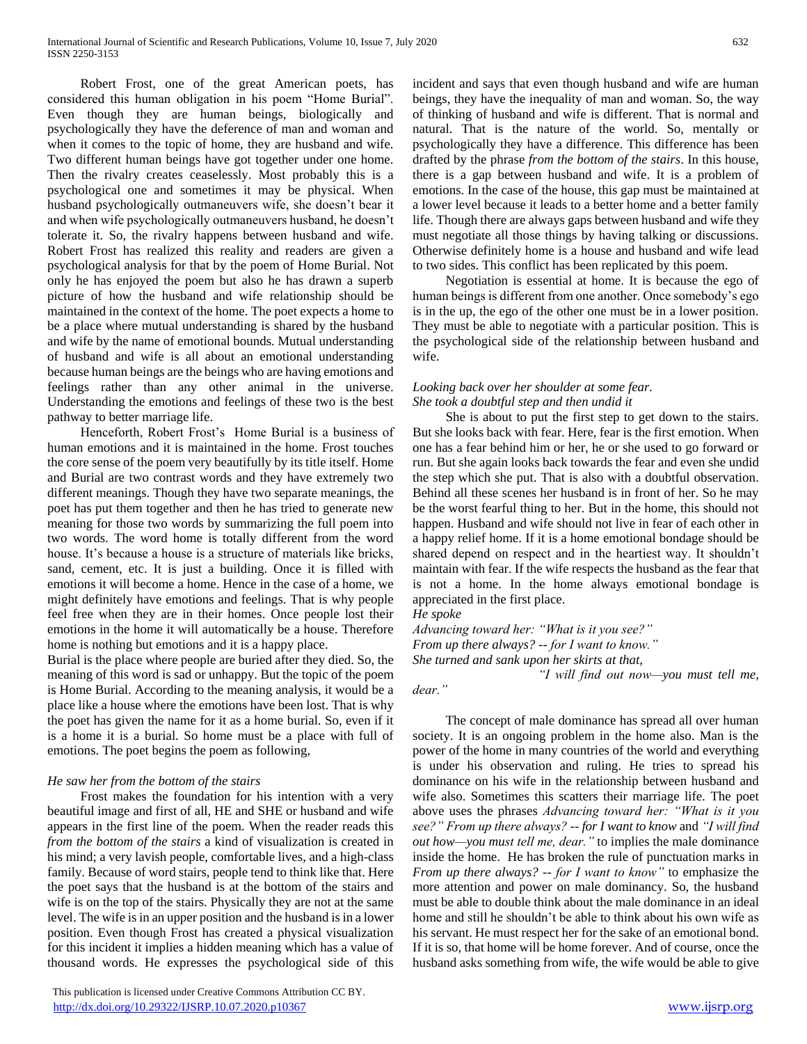Robert Frost, one of the great American poets, has considered this human obligation in his poem "Home Burial". Even though they are human beings, biologically and psychologically they have the deference of man and woman and when it comes to the topic of home, they are husband and wife. Two different human beings have got together under one home. Then the rivalry creates ceaselessly. Most probably this is a psychological one and sometimes it may be physical. When husband psychologically outmaneuvers wife, she doesn't bear it and when wife psychologically outmaneuvers husband, he doesn't tolerate it. So, the rivalry happens between husband and wife. Robert Frost has realized this reality and readers are given a psychological analysis for that by the poem of Home Burial. Not only he has enjoyed the poem but also he has drawn a superb picture of how the husband and wife relationship should be maintained in the context of the home. The poet expects a home to be a place where mutual understanding is shared by the husband and wife by the name of emotional bounds. Mutual understanding of husband and wife is all about an emotional understanding because human beings are the beings who are having emotions and feelings rather than any other animal in the universe. Understanding the emotions and feelings of these two is the best pathway to better marriage life.

Henceforth, Robert Frost's Home Burial is a business of human emotions and it is maintained in the home. Frost touches the core sense of the poem very beautifully by its title itself. Home and Burial are two contrast words and they have extremely two different meanings. Though they have two separate meanings, the poet has put them together and then he has tried to generate new meaning for those two words by summarizing the full poem into two words. The word home is totally different from the word house. It's because a house is a structure of materials like bricks, sand, cement, etc. It is just a building. Once it is filled with emotions it will become a home. Hence in the case of a home, we might definitely have emotions and feelings. That is why people feel free when they are in their homes. Once people lost their emotions in the home it will automatically be a house. Therefore home is nothing but emotions and it is a happy place.

Burial is the place where people are buried after they died. So, the meaning of this word is sad or unhappy. But the topic of the poem is Home Burial. According to the meaning analysis, it would be a place like a house where the emotions have been lost. That is why the poet has given the name for it as a home burial. So, even if it is a home it is a burial. So home must be a place with full of emotions. The poet begins the poem as following,

*He saw her from the bottom of the stairs*

Frost makes the foundation for his intention with a very beautiful image and first of all, HE and SHE or husband and wife appears in the first line of the poem. When the reader reads this *from the bottom of the stairs* a kind of visualization is created in his mind; a very lavish people, comfortable lives, and a high-class family. Because of word stairs, people tend to think like that. Here the poet says that the husband is at the bottom of the stairs and wife is on the top of the stairs. Physically they are not at the same level. The wife is in an upper position and the husband is in a lower position. Even though Frost has created a physical visualization for this incident it implies a hidden meaning which has a value of thousand words. He expresses the psychological side of this incident and says that even though husband and wife are human beings, they have the inequality of man and woman. So, the way of thinking of husband and wife is different. That is normal and natural. That is the nature of the world. So, mentally or psychologically they have a difference. This difference has been drafted by the phrase *from the bottom of the stairs*. In this house, there is a gap between husband and wife. It is a problem of emotions. In the case of the house, this gap must be maintained at a lower level because it leads to a better home and a better family life. Though there are always gaps between husband and wife they must negotiate all those things by having talking or discussions. Otherwise definitely home is a house and husband and wife lead to two sides. This conflict has been replicated by this poem.

Negotiation is essential at home. It is because the ego of human beings is different from one another. Once somebody's ego is in the up, the ego of the other one must be in a lower position. They must be able to negotiate with a particular position. This is the psychological side of the relationship between husband and wife.

*Looking back over her shoulder at some fear.*
*She took a doubtful step and then undid it*

She is about to put the first step to get down to the stairs. But she looks back with fear. Here, fear is the first emotion. When one has a fear behind him or her, he or she used to go forward or run. But she again looks back towards the fear and even she undid the step which she put. That is also with a doubtful observation. Behind all these scenes her husband is in front of her. So he may be the worst fearful thing to her. But in the home, this should not happen. Husband and wife should not live in fear of each other in a happy relief home. If it is a home emotional bondage should be shared depend on respect and in the heartiest way. It shouldn't maintain with fear. If the wife respects the husband as the fear that is not a home. In the home always emotional bondage is appreciated in the first place.

*He spoke*
*Advancing toward her: "What is it you see?"*
*From up there always? -- for I want to know."*
*She turned and sank upon her skirts at that,*
*"I will find out now—you must tell me, dear."*

The concept of male dominance has spread all over human society. It is an ongoing problem in the home also. Man is the power of the home in many countries of the world and everything is under his observation and ruling. He tries to spread his dominance on his wife in the relationship between husband and wife also. Sometimes this scatters their marriage life. The poet above uses the phrases *Advancing toward her: "What is it you see?" From up there always? -- for I want to know* and *"I will find out how—you must tell me, dear."* to implies the male dominance inside the home. He has broken the rule of punctuation marks in *From up there always? -- for I want to know"* to emphasize the more attention and power on male dominancy. So, the husband must be able to double think about the male dominance in an ideal home and still he shouldn't be able to think about his own wife as his servant. He must respect her for the sake of an emotional bond. If it is so, that home will be home forever. And of course, once the husband asks something from wife, the wife would be able to give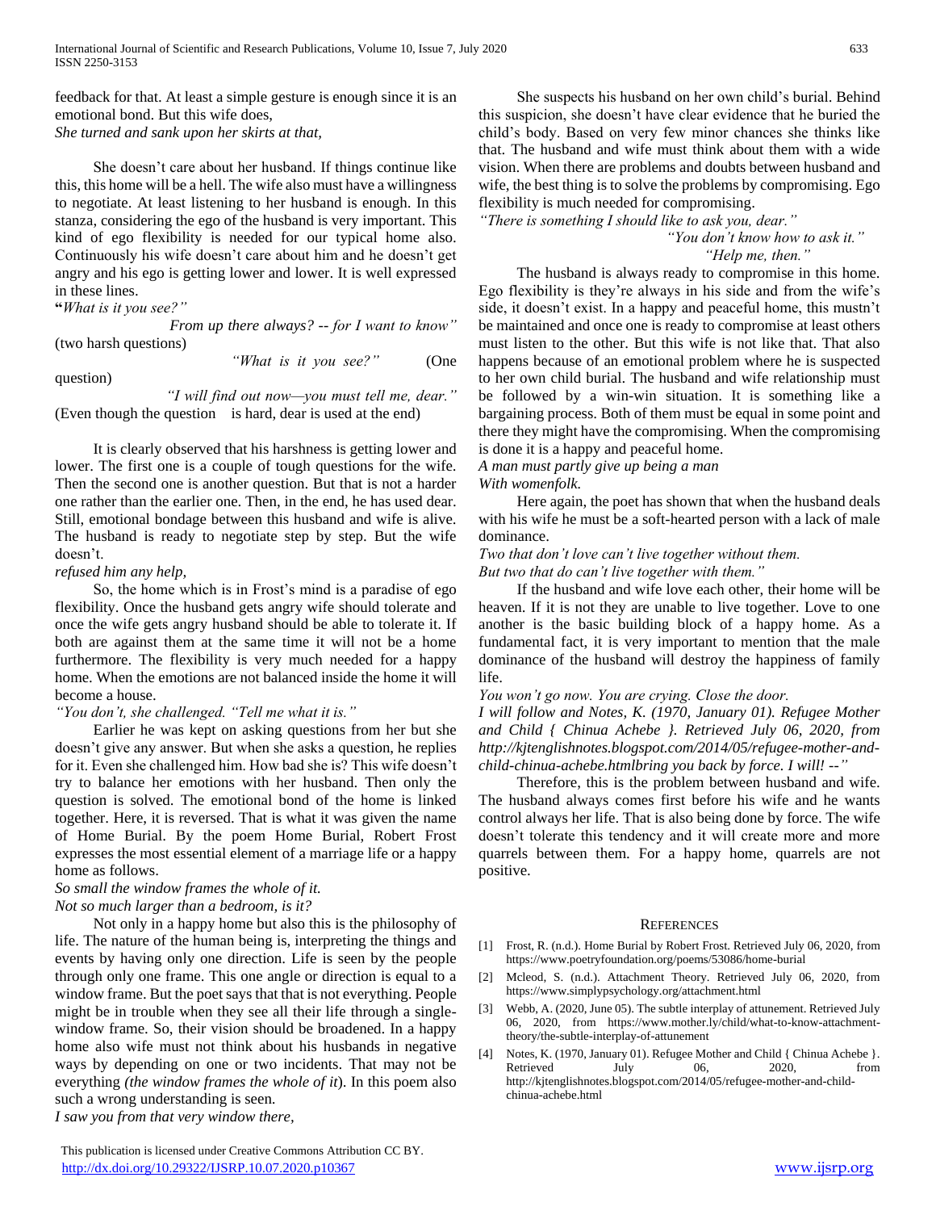feedback for that. At least a simple gesture is enough since it is an emotional bond. But this wife does,

*She turned and sank upon her skirts at that,*

She doesn't care about her husband. If things continue like this, this home will be a hell. The wife also must have a willingness to negotiate. At least listening to her husband is enough. In this stanza, considering the ego of the husband is very important. This kind of ego flexibility is needed for our typical home also. Continuously his wife doesn't care about him and he doesn't get angry and his ego is getting lower and lower. It is well expressed in these lines.

**"***What is it you see?"*

*From up there always? -- for I want to know"* (two harsh questions)

*"What is it you see?"* (One question)

*"I will find out now—you must tell me, dear."* (Even though the question is hard, dear is used at the end)

It is clearly observed that his harshness is getting lower and lower. The first one is a couple of tough questions for the wife. Then the second one is another question. But that is not a harder one rather than the earlier one. Then, in the end, he has used dear. Still, emotional bondage between this husband and wife is alive. The husband is ready to negotiate step by step. But the wife doesn't.

*refused him any help,*

So, the home which is in Frost's mind is a paradise of ego flexibility. Once the husband gets angry wife should tolerate and once the wife gets angry husband should be able to tolerate it. If both are against them at the same time it will not be a home furthermore. The flexibility is very much needed for a happy home. When the emotions are not balanced inside the home it will become a house.

*"You don't, she challenged. "Tell me what it is."*

Earlier he was kept on asking questions from her but she doesn't give any answer. But when she asks a question, he replies for it. Even she challenged him. How bad she is? This wife doesn't try to balance her emotions with her husband. Then only the question is solved. The emotional bond of the home is linked together. Here, it is reversed. That is what it was given the name of Home Burial. By the poem Home Burial, Robert Frost expresses the most essential element of a marriage life or a happy home as follows.

*So small the window frames the whole of it.*
*Not so much larger than a bedroom, is it?*

Not only in a happy home but also this is the philosophy of life. The nature of the human being is, interpreting the things and events by having only one direction. Life is seen by the people through only one frame. This one angle or direction is equal to a window frame. But the poet says that that is not everything. People might be in trouble when they see all their life through a single-window frame. So, their vision should be broadened. In a happy home also wife must not think about his husbands in negative ways by depending on one or two incidents. That may not be everything *(the window frames the whole of it*). In this poem also such a wrong understanding is seen.

*I saw you from that very window there,*

She suspects his husband on her own child's burial. Behind this suspicion, she doesn't have clear evidence that he buried the child's body. Based on very few minor chances she thinks like that. The husband and wife must think about them with a wide vision. When there are problems and doubts between husband and wife, the best thing is to solve the problems by compromising. Ego flexibility is much needed for compromising.

*"There is something I should like to ask you, dear."*

*"You don't know how to ask it."*

*"Help me, then."*

The husband is always ready to compromise in this home. Ego flexibility is they're always in his side and from the wife's side, it doesn't exist. In a happy and peaceful home, this mustn't be maintained and once one is ready to compromise at least others must listen to the other. But this wife is not like that. That also happens because of an emotional problem where he is suspected to her own child burial. The husband and wife relationship must be followed by a win-win situation. It is something like a bargaining process. Both of them must be equal in some point and there they might have the compromising. When the compromising is done it is a happy and peaceful home.

*A man must partly give up being a man*
*With womenfolk.*

Here again, the poet has shown that when the husband deals with his wife he must be a soft-hearted person with a lack of male dominance.

*Two that don't love can't live together without them.*
*But two that do can't live together with them."*

If the husband and wife love each other, their home will be heaven. If it is not they are unable to live together. Love to one another is the basic building block of a happy home. As a fundamental fact, it is very important to mention that the male dominance of the husband will destroy the happiness of family life.

*You won't go now. You are crying. Close the door.*

*I will follow and Notes, K. (1970, January 01). Refugee Mother and Child { Chinua Achebe }. Retrieved July 06, 2020, from http://kjtenglishnotes.blogspot.com/2014/05/refugee-mother-and-child-chinua-achebe.htmlbring you back by force. I will! --"*

Therefore, this is the problem between husband and wife. The husband always comes first before his wife and he wants control always her life. That is also being done by force. The wife doesn't tolerate this tendency and it will create more and more quarrels between them. For a happy home, quarrels are not positive.

## REFERENCES

[1] Frost, R. (n.d.). Home Burial by Robert Frost. Retrieved July 06, 2020, from https://www.poetryfoundation.org/poems/53086/home-burial

[2] Mcleod, S. (n.d.). Attachment Theory. Retrieved July 06, 2020, from https://www.simplypsychology.org/attachment.html

[3] Webb, A. (2020, June 05). The subtle interplay of attunement. Retrieved July 06, 2020, from https://www.mother.ly/child/what-to-know-attachment-theory/the-subtle-interplay-of-attunement

[4] Notes, K. (1970, January 01). Refugee Mother and Child { Chinua Achebe }. Retrieved July 06, 2020, from http://kjtenglishnotes.blogspot.com/2014/05/refugee-mother-and-child-chinua-achebe.html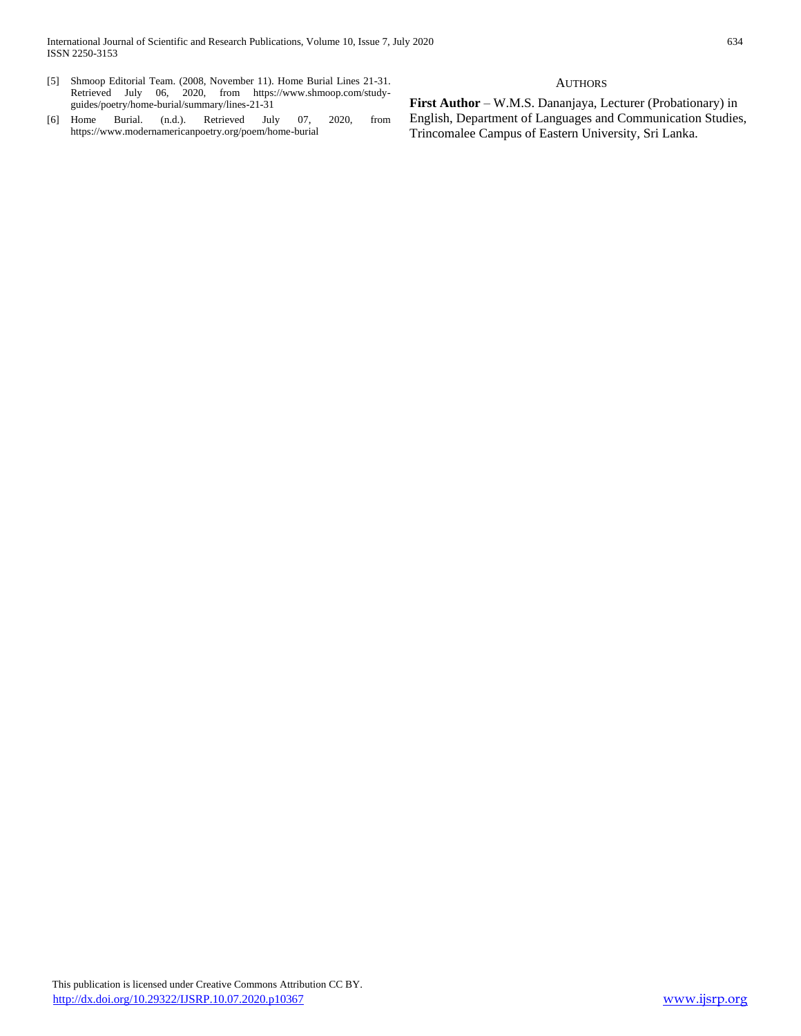[5] Shmoop Editorial Team. (2008, November 11). Home Burial Lines 21-31. Retrieved July 06, 2020, from https://www.shmoop.com/study-guides/poetry/home-burial/summary/lines-21-31

[6] Home Burial. (n.d.). Retrieved July 07, 2020, from https://www.modernamericanpoetry.org/poem/home-burial

## AUTHORS

**First Author** – W.M.S. Dananjaya, Lecturer (Probationary) in English, Department of Languages and Communication Studies, Trincomalee Campus of Eastern University, Sri Lanka.

This publication is licensed under Creative Commons Attribution CC BY.
http://dx.doi.org/10.29322/IJSRP.10.07.2020.p10367